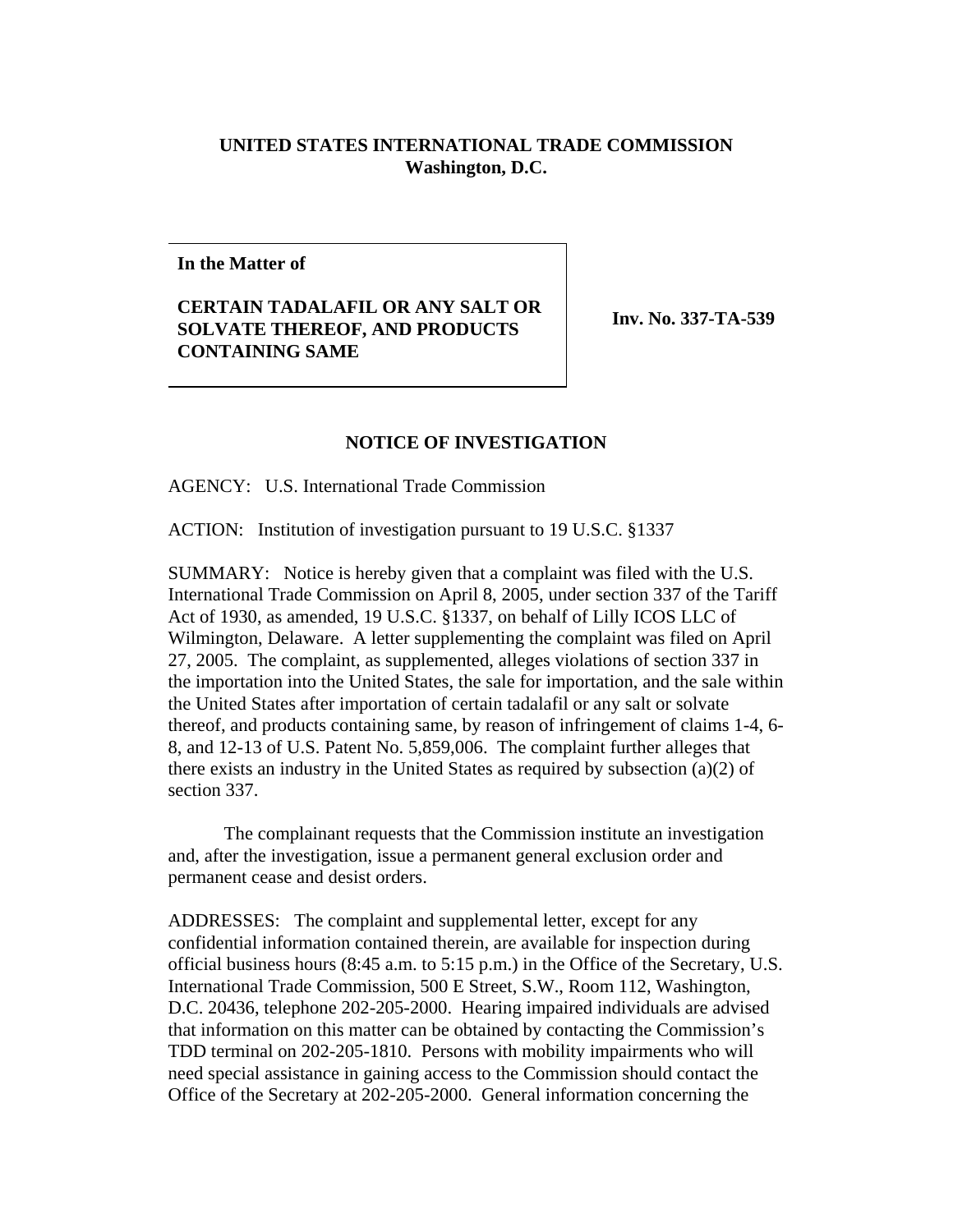**UNITED STATES INTERNATIONAL TRADE COMMISSION**
**Washington, D.C.**

**In the Matter of**

**CERTAIN TADALAFIL OR ANY SALT OR SOLVATE THEREOF, AND PRODUCTS CONTAINING SAME**

**Inv. No. 337-TA-539**

## NOTICE OF INVESTIGATION

AGENCY: U.S. International Trade Commission

ACTION: Institution of investigation pursuant to 19 U.S.C. §1337

SUMMARY: Notice is hereby given that a complaint was filed with the U.S. International Trade Commission on April 8, 2005, under section 337 of the Tariff Act of 1930, as amended, 19 U.S.C. §1337, on behalf of Lilly ICOS LLC of Wilmington, Delaware. A letter supplementing the complaint was filed on April 27, 2005. The complaint, as supplemented, alleges violations of section 337 in the importation into the United States, the sale for importation, and the sale within the United States after importation of certain tadalafil or any salt or solvate thereof, and products containing same, by reason of infringement of claims 1-4, 6-8, and 12-13 of U.S. Patent No. 5,859,006. The complaint further alleges that there exists an industry in the United States as required by subsection (a)(2) of section 337.

The complainant requests that the Commission institute an investigation and, after the investigation, issue a permanent general exclusion order and permanent cease and desist orders.

ADDRESSES: The complaint and supplemental letter, except for any confidential information contained therein, are available for inspection during official business hours (8:45 a.m. to 5:15 p.m.) in the Office of the Secretary, U.S. International Trade Commission, 500 E Street, S.W., Room 112, Washington, D.C. 20436, telephone 202-205-2000. Hearing impaired individuals are advised that information on this matter can be obtained by contacting the Commission's TDD terminal on 202-205-1810. Persons with mobility impairments who will need special assistance in gaining access to the Commission should contact the Office of the Secretary at 202-205-2000. General information concerning the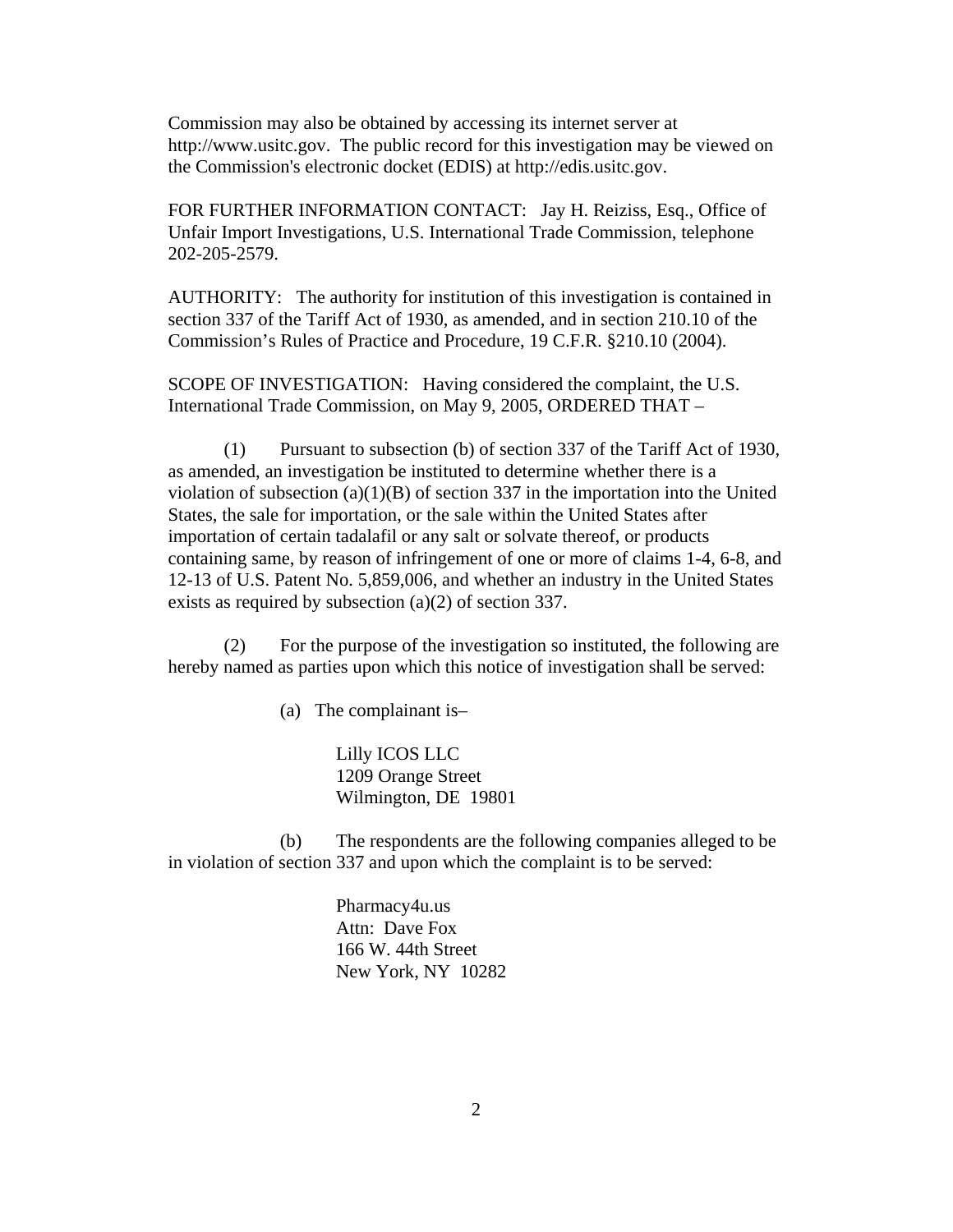Commission may also be obtained by accessing its internet server at http://www.usitc.gov. The public record for this investigation may be viewed on the Commission's electronic docket (EDIS) at http://edis.usitc.gov.

FOR FURTHER INFORMATION CONTACT: Jay H. Reiziss, Esq., Office of Unfair Import Investigations, U.S. International Trade Commission, telephone 202-205-2579.

AUTHORITY: The authority for institution of this investigation is contained in section 337 of the Tariff Act of 1930, as amended, and in section 210.10 of the Commission's Rules of Practice and Procedure, 19 C.F.R. §210.10 (2004).

SCOPE OF INVESTIGATION: Having considered the complaint, the U.S. International Trade Commission, on May 9, 2005, ORDERED THAT –

(1) Pursuant to subsection (b) of section 337 of the Tariff Act of 1930, as amended, an investigation be instituted to determine whether there is a violation of subsection (a)(1)(B) of section 337 in the importation into the United States, the sale for importation, or the sale within the United States after importation of certain tadalafil or any salt or solvate thereof, or products containing same, by reason of infringement of one or more of claims 1-4, 6-8, and 12-13 of U.S. Patent No. 5,859,006, and whether an industry in the United States exists as required by subsection (a)(2) of section 337.

(2) For the purpose of the investigation so instituted, the following are hereby named as parties upon which this notice of investigation shall be served:

(a) The complainant is–

Lilly ICOS LLC
1209 Orange Street
Wilmington, DE 19801

(b) The respondents are the following companies alleged to be in violation of section 337 and upon which the complaint is to be served:

Pharmacy4u.us
Attn: Dave Fox
166 W. 44th Street
New York, NY 10282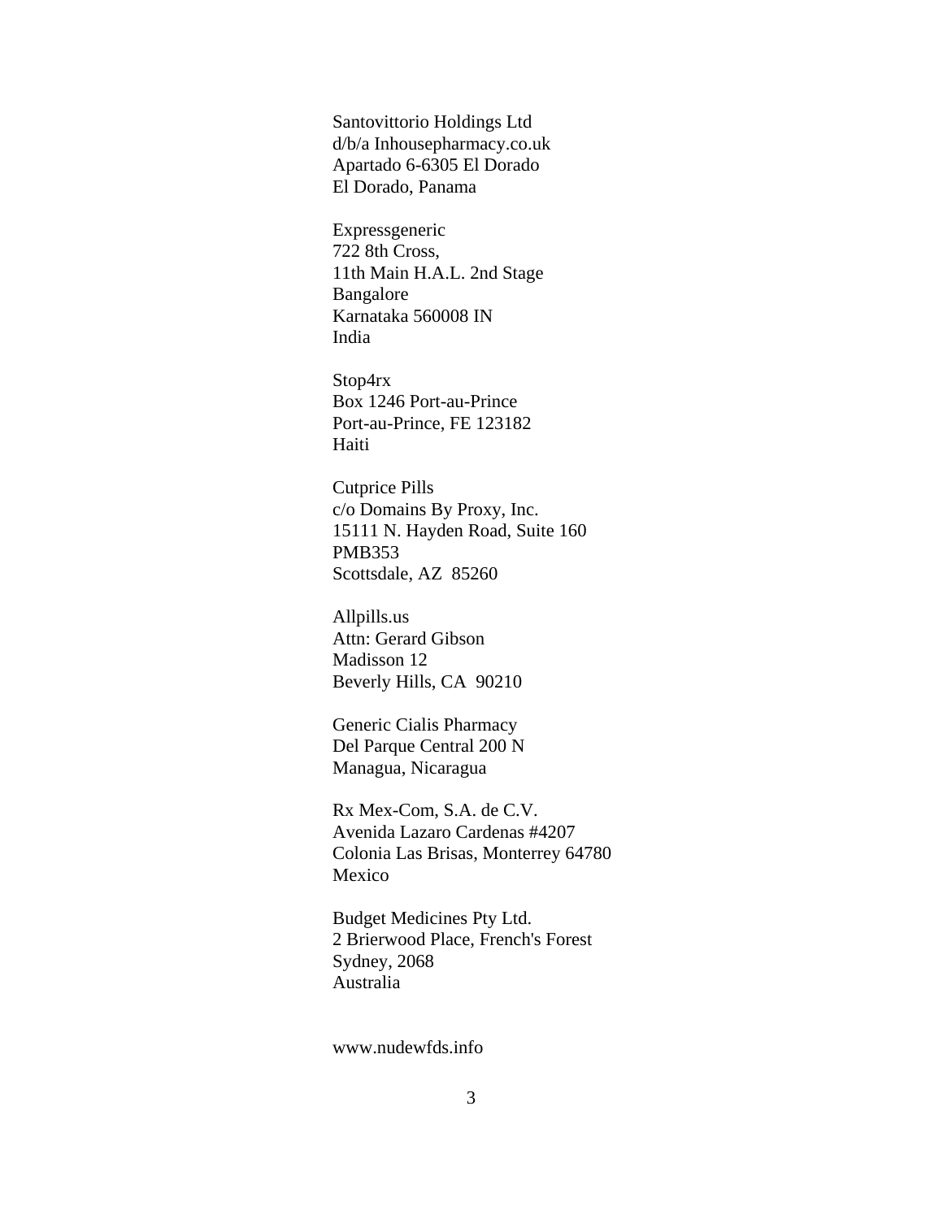Santovittorio Holdings Ltd  
d/b/a Inhousepharmacy.co.uk  
Apartado 6-6305 El Dorado  
El Dorado, Panama

Expressgeneric  
722 8th Cross,  
11th Main H.A.L. 2nd Stage  
Bangalore  
Karnataka 560008 IN  
India

Stop4rx  
Box 1246 Port-au-Prince  
Port-au-Prince, FE 123182  
Haiti

Cutprice Pills  
c/o Domains By Proxy, Inc.  
15111 N. Hayden Road, Suite 160  
PMB353  
Scottsdale, AZ 85260

Allpills.us  
Attn: Gerard Gibson  
Madisson 12  
Beverly Hills, CA 90210

Generic Cialis Pharmacy  
Del Parque Central 200 N  
Managua, Nicaragua

Rx Mex-Com, S.A. de C.V.  
Avenida Lazaro Cardenas #4207  
Colonia Las Brisas, Monterrey 64780  
Mexico

Budget Medicines Pty Ltd.  
2 Brierwood Place, French's Forest  
Sydney, 2068  
Australia

www.nudewfds.info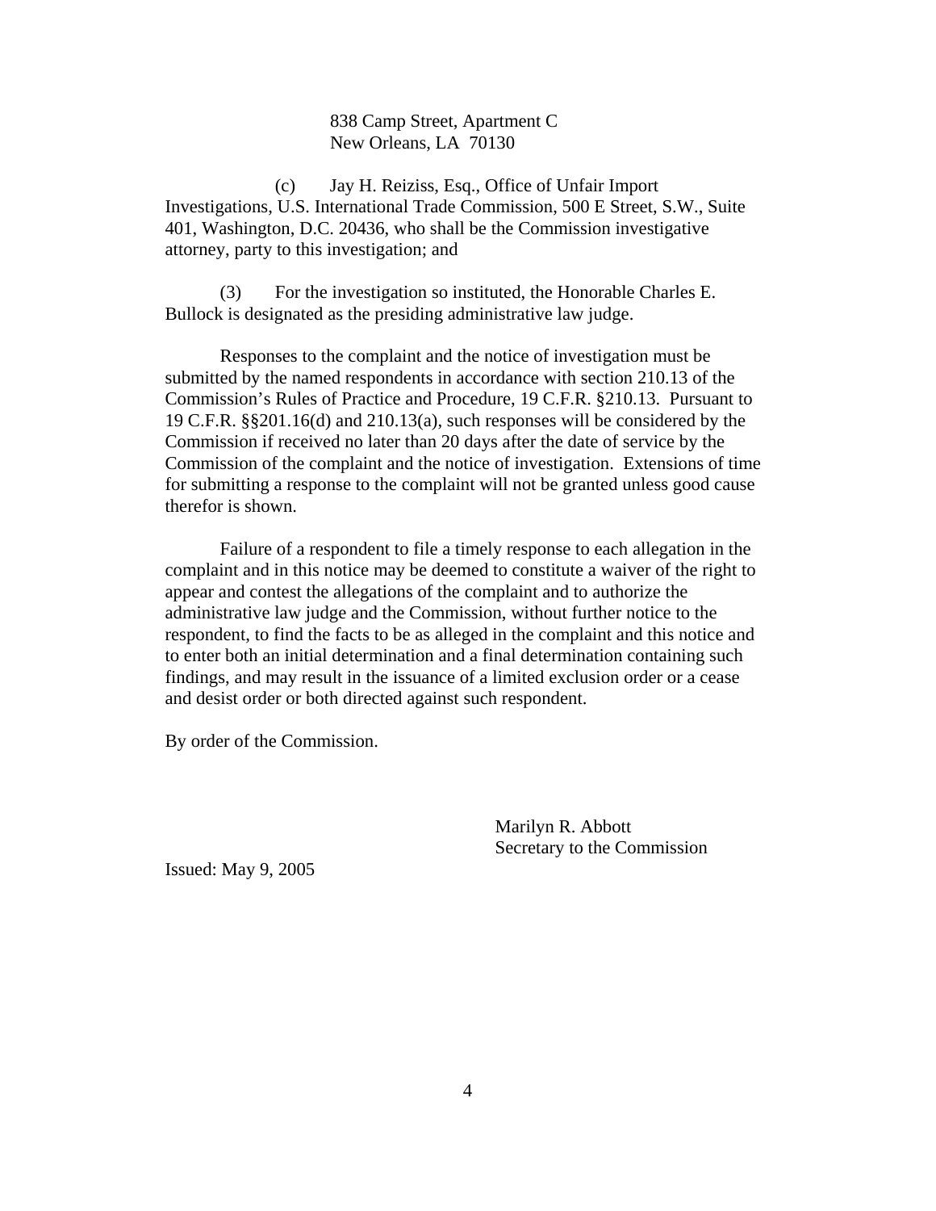838 Camp Street, Apartment C
New Orleans, LA 70130

(c) Jay H. Reiziss, Esq., Office of Unfair Import Investigations, U.S. International Trade Commission, 500 E Street, S.W., Suite 401, Washington, D.C. 20436, who shall be the Commission investigative attorney, party to this investigation; and

(3) For the investigation so instituted, the Honorable Charles E. Bullock is designated as the presiding administrative law judge.

Responses to the complaint and the notice of investigation must be submitted by the named respondents in accordance with section 210.13 of the Commission's Rules of Practice and Procedure, 19 C.F.R. §210.13. Pursuant to 19 C.F.R. §§201.16(d) and 210.13(a), such responses will be considered by the Commission if received no later than 20 days after the date of service by the Commission of the complaint and the notice of investigation. Extensions of time for submitting a response to the complaint will not be granted unless good cause therefor is shown.

Failure of a respondent to file a timely response to each allegation in the complaint and in this notice may be deemed to constitute a waiver of the right to appear and contest the allegations of the complaint and to authorize the administrative law judge and the Commission, without further notice to the respondent, to find the facts to be as alleged in the complaint and this notice and to enter both an initial determination and a final determination containing such findings, and may result in the issuance of a limited exclusion order or a cease and desist order or both directed against such respondent.

By order of the Commission.

Marilyn R. Abbott
Secretary to the Commission

Issued: May 9, 2005